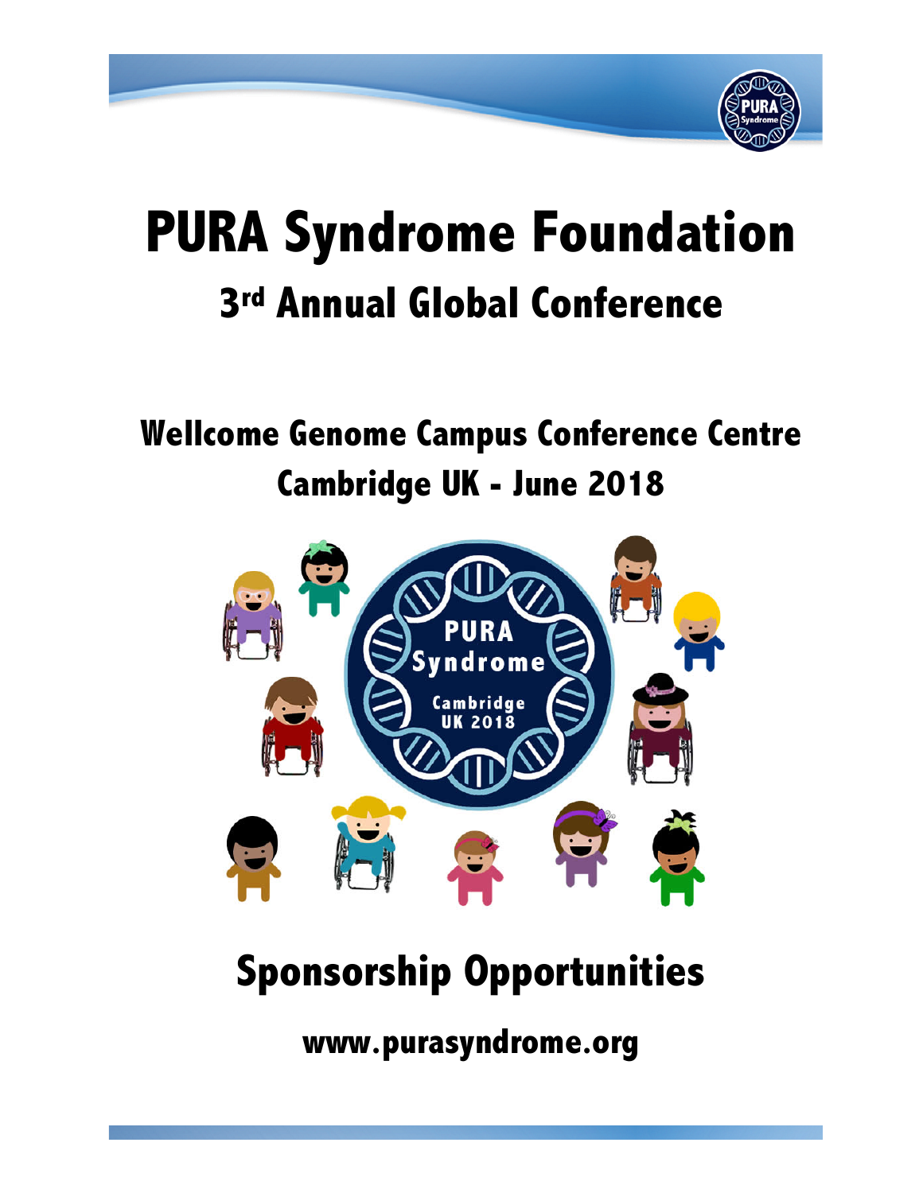# PURA Syndrome Foundation

## 3rd Annual Global Conference

## Wellcome Genome Campus Conference Centre
## Cambridge UK - June 2018

## Sponsorship Opportunities

**www.purasyndrome.org**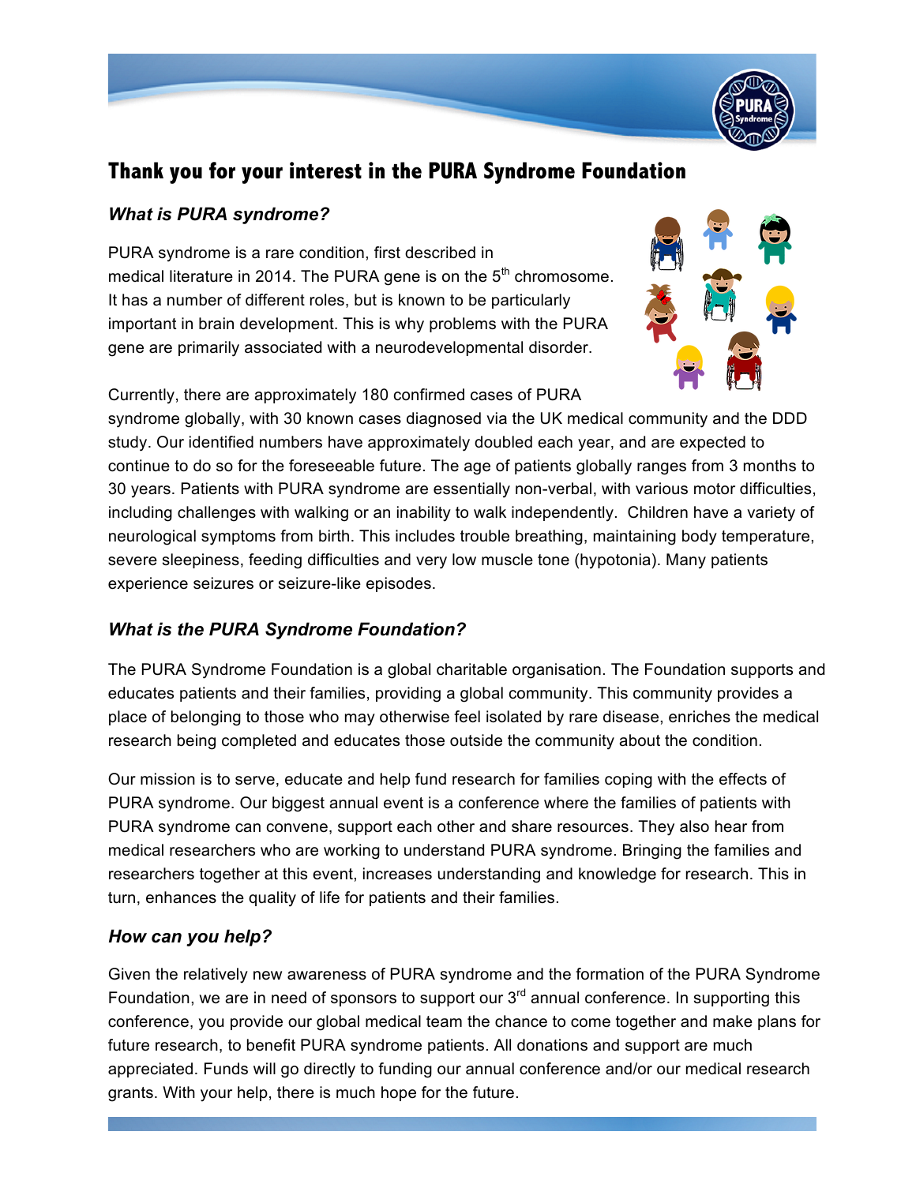# Thank you for your interest in the PURA Syndrome Foundation

### *What is PURA syndrome?*

PURA syndrome is a rare condition, first described in medical literature in 2014. The PURA gene is on the 5th chromosome. It has a number of different roles, but is known to be particularly important in brain development. This is why problems with the PURA gene are primarily associated with a neurodevelopmental disorder.

Currently, there are approximately 180 confirmed cases of PURA syndrome globally, with 30 known cases diagnosed via the UK medical community and the DDD study. Our identified numbers have approximately doubled each year, and are expected to continue to do so for the foreseeable future. The age of patients globally ranges from 3 months to 30 years. Patients with PURA syndrome are essentially non-verbal, with various motor difficulties, including challenges with walking or an inability to walk independently. Children have a variety of neurological symptoms from birth. This includes trouble breathing, maintaining body temperature, severe sleepiness, feeding difficulties and very low muscle tone (hypotonia). Many patients experience seizures or seizure-like episodes.

### *What is the PURA Syndrome Foundation?*

The PURA Syndrome Foundation is a global charitable organisation. The Foundation supports and educates patients and their families, providing a global community. This community provides a place of belonging to those who may otherwise feel isolated by rare disease, enriches the medical research being completed and educates those outside the community about the condition.

Our mission is to serve, educate and help fund research for families coping with the effects of PURA syndrome. Our biggest annual event is a conference where the families of patients with PURA syndrome can convene, support each other and share resources. They also hear from medical researchers who are working to understand PURA syndrome. Bringing the families and researchers together at this event, increases understanding and knowledge for research. This in turn, enhances the quality of life for patients and their families.

### *How can you help?*

Given the relatively new awareness of PURA syndrome and the formation of the PURA Syndrome Foundation, we are in need of sponsors to support our 3rd annual conference. In supporting this conference, you provide our global medical team the chance to come together and make plans for future research, to benefit PURA syndrome patients. All donations and support are much appreciated. Funds will go directly to funding our annual conference and/or our medical research grants. With your help, there is much hope for the future.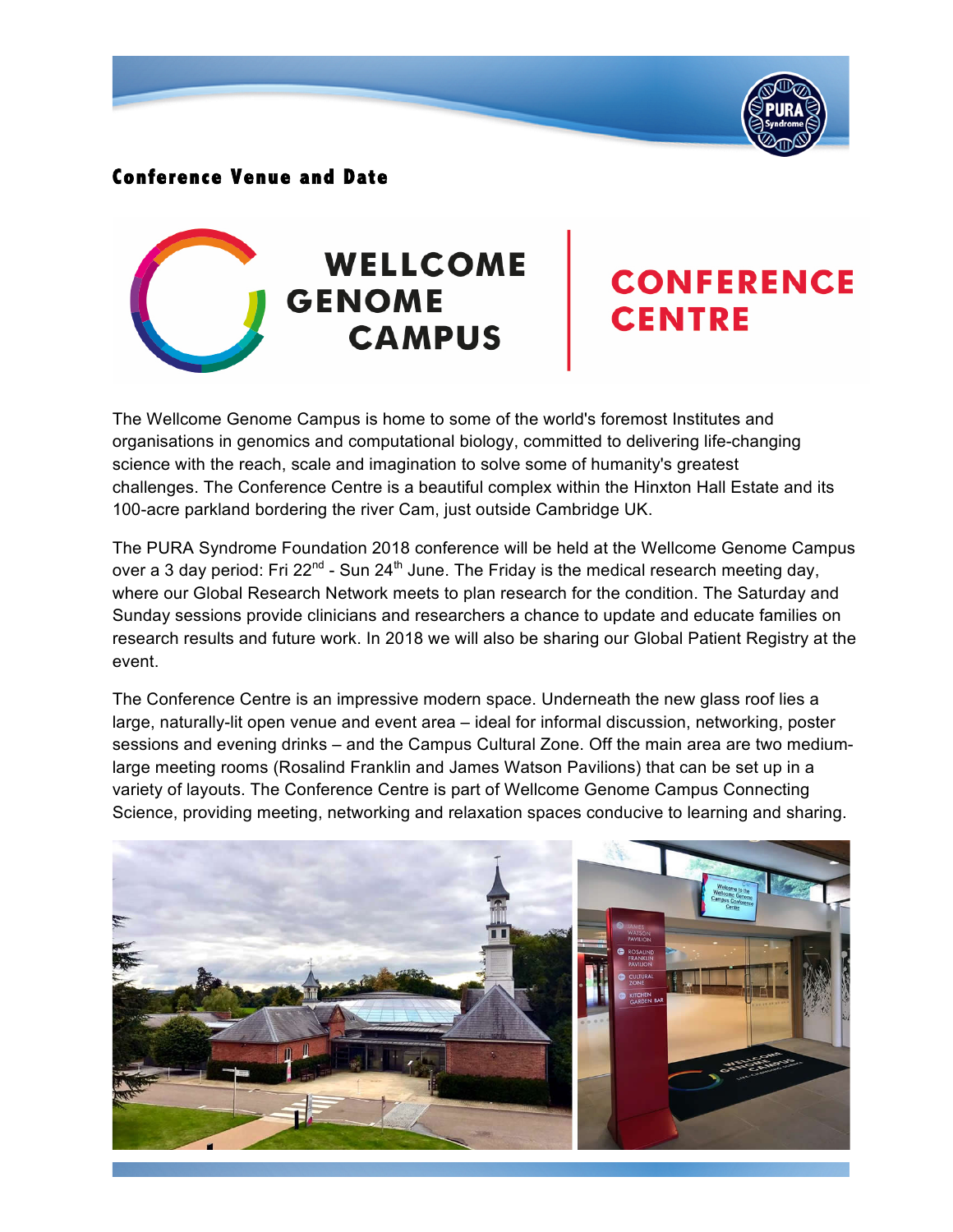## Conference Venue and Date

WELLCOME GENOME CAMPUS | CONFERENCE CENTRE

The Wellcome Genome Campus is home to some of the world's foremost Institutes and organisations in genomics and computational biology, committed to delivering life-changing science with the reach, scale and imagination to solve some of humanity's greatest challenges. The Conference Centre is a beautiful complex within the Hinxton Hall Estate and its 100-acre parkland bordering the river Cam, just outside Cambridge UK.

The PURA Syndrome Foundation 2018 conference will be held at the Wellcome Genome Campus over a 3 day period: Fri 22nd - Sun 24th June. The Friday is the medical research meeting day, where our Global Research Network meets to plan research for the condition. The Saturday and Sunday sessions provide clinicians and researchers a chance to update and educate families on research results and future work. In 2018 we will also be sharing our Global Patient Registry at the event.

The Conference Centre is an impressive modern space. Underneath the new glass roof lies a large, naturally-lit open venue and event area – ideal for informal discussion, networking, poster sessions and evening drinks – and the Campus Cultural Zone. Off the main area are two medium-large meeting rooms (Rosalind Franklin and James Watson Pavilions) that can be set up in a variety of layouts. The Conference Centre is part of Wellcome Genome Campus Connecting Science, providing meeting, networking and relaxation spaces conducive to learning and sharing.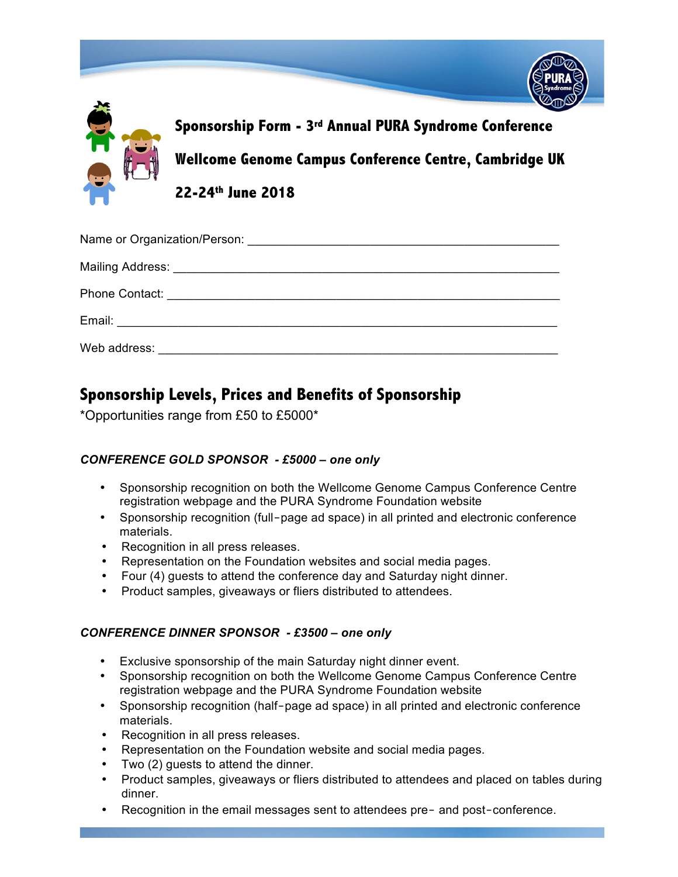# Sponsorship Form - 3rd Annual PURA Syndrome Conference

## Wellcome Genome Campus Conference Centre, Cambridge UK

## 22-24th June 2018

Name or Organization/Person: ______________________________________________

Mailing Address: ______________________________________________________

Phone Contact: _______________________________________________________

Email: ______________________________________________________________

Web address: _________________________________________________________

## Sponsorship Levels, Prices and Benefits of Sponsorship

*Opportunities range from £50 to £5000*

### *CONFERENCE GOLD SPONSOR - £5000 – one only*

- Sponsorship recognition on both the Wellcome Genome Campus Conference Centre registration webpage and the PURA Syndrome Foundation website
- Sponsorship recognition (full-page ad space) in all printed and electronic conference materials.
- Recognition in all press releases.
- Representation on the Foundation websites and social media pages.
- Four (4) guests to attend the conference day and Saturday night dinner.
- Product samples, giveaways or fliers distributed to attendees.

### *CONFERENCE DINNER SPONSOR - £3500 – one only*

- Exclusive sponsorship of the main Saturday night dinner event.
- Sponsorship recognition on both the Wellcome Genome Campus Conference Centre registration webpage and the PURA Syndrome Foundation website
- Sponsorship recognition (half-page ad space) in all printed and electronic conference materials.
- Recognition in all press releases.
- Representation on the Foundation website and social media pages.
- Two (2) guests to attend the dinner.
- Product samples, giveaways or fliers distributed to attendees and placed on tables during dinner.
- Recognition in the email messages sent to attendees pre- and post-conference.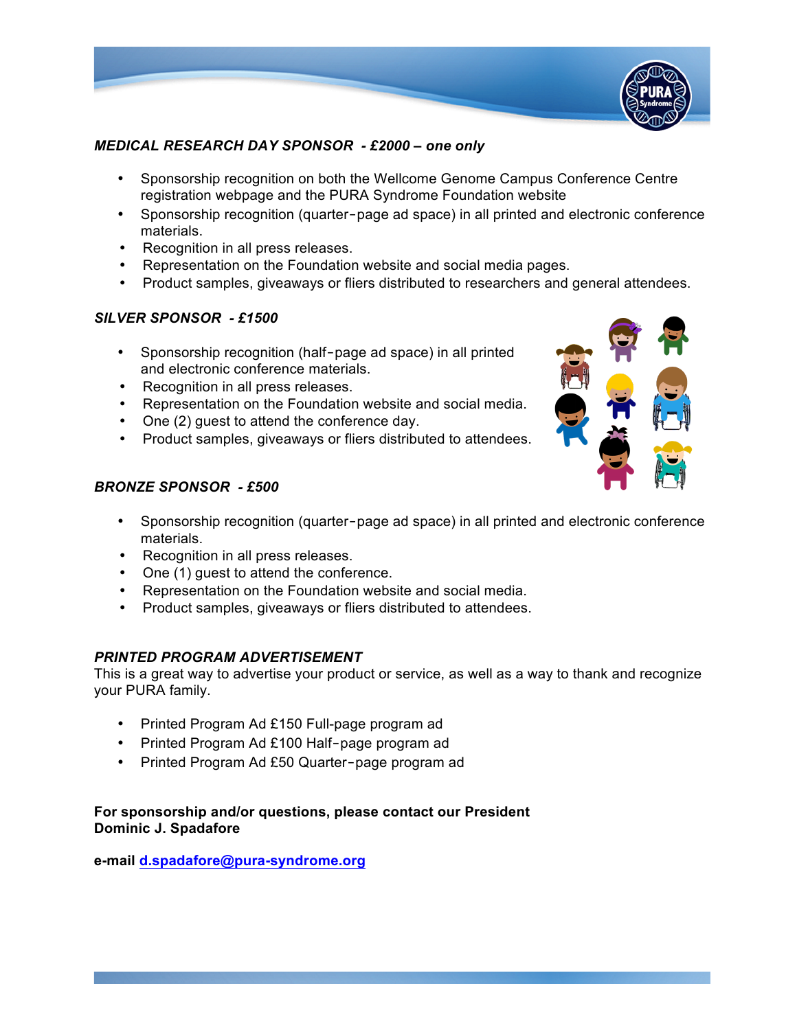***MEDICAL RESEARCH DAY SPONSOR - £2000 – one only***

- Sponsorship recognition on both the Wellcome Genome Campus Conference Centre registration webpage and the PURA Syndrome Foundation website
- Sponsorship recognition (quarter-page ad space) in all printed and electronic conference materials.
- Recognition in all press releases.
- Representation on the Foundation website and social media pages.
- Product samples, giveaways or fliers distributed to researchers and general attendees.

***SILVER SPONSOR - £1500***

- Sponsorship recognition (half-page ad space) in all printed and electronic conference materials.
- Recognition in all press releases.
- Representation on the Foundation website and social media.
- One (2) guest to attend the conference day.
- Product samples, giveaways or fliers distributed to attendees.

***BRONZE SPONSOR - £500***

- Sponsorship recognition (quarter-page ad space) in all printed and electronic conference materials.
- Recognition in all press releases.
- One (1) guest to attend the conference.
- Representation on the Foundation website and social media.
- Product samples, giveaways or fliers distributed to attendees.

***PRINTED PROGRAM ADVERTISEMENT***

This is a great way to advertise your product or service, as well as a way to thank and recognize your PURA family.

- Printed Program Ad £150 Full-page program ad
- Printed Program Ad £100 Half-page program ad
- Printed Program Ad £50 Quarter-page program ad

**For sponsorship and/or questions, please contact our President**
**Dominic J. Spadafore**

**e-mail** **d.spadafore@pura-syndrome.org**